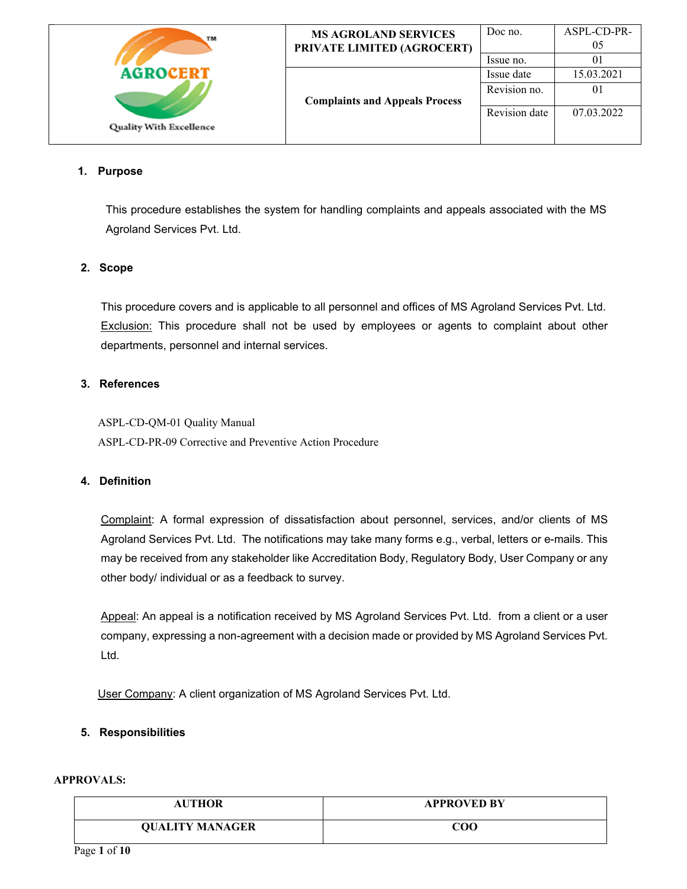| AGROCERT™ Quality With Excellence | MS AGROLAND SERVICES PRIVATE LIMITED (AGROCERT) | Doc no. | ASPL-CD-PR-05 |
|---|---|---|---|
| | | Issue no. | 01 |
| | Complaints and Appeals Process | Issue date | 15.03.2021 |
| | | Revision no. | 01 |
| | | Revision date | 07.03.2022 |

## 1. Purpose

This procedure establishes the system for handling complaints and appeals associated with the MS Agroland Services Pvt. Ltd.

## 2. Scope

This procedure covers and is applicable to all personnel and offices of MS Agroland Services Pvt. Ltd. Exclusion: This procedure shall not be used by employees or agents to complaint about other departments, personnel and internal services.

## 3. References

ASPL-CD-QM-01 Quality Manual
ASPL-CD-PR-09 Corrective and Preventive Action Procedure

## 4. Definition

Complaint: A formal expression of dissatisfaction about personnel, services, and/or clients of MS Agroland Services Pvt. Ltd. The notifications may take many forms e.g., verbal, letters or e-mails. This may be received from any stakeholder like Accreditation Body, Regulatory Body, User Company or any other body/ individual or as a feedback to survey.

Appeal: An appeal is a notification received by MS Agroland Services Pvt. Ltd. from a client or a user company, expressing a non-agreement with a decision made or provided by MS Agroland Services Pvt. Ltd.

User Company: A client organization of MS Agroland Services Pvt. Ltd.

## 5. Responsibilities

**APPROVALS:**

| AUTHOR | APPROVED BY |
|---|---|
| QUALITY MANAGER | COO |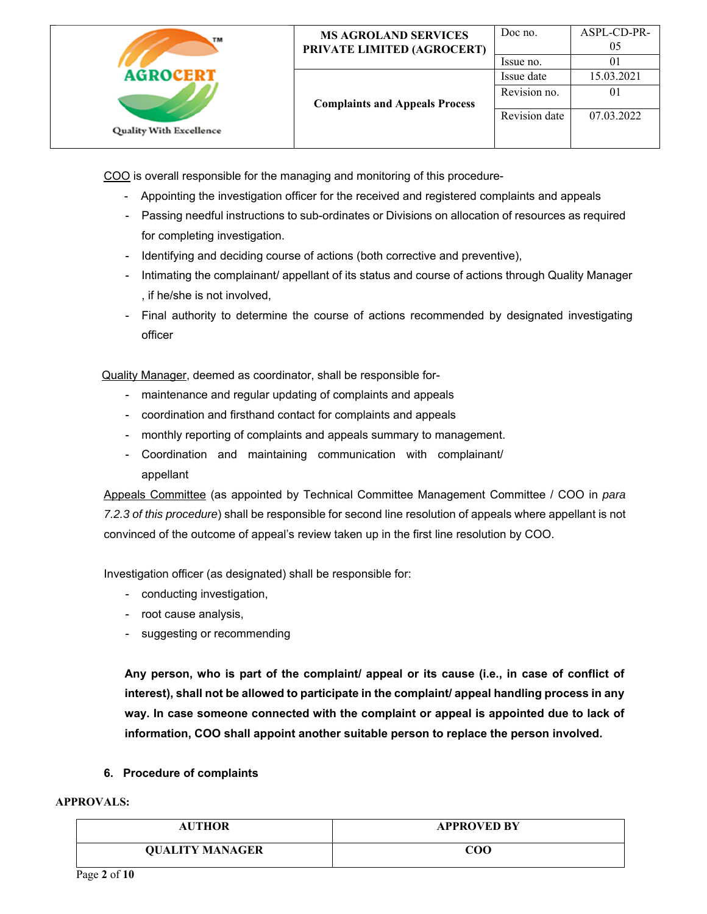<u>COO</u> is overall responsible for the managing and monitoring of this procedure-

- Appointing the investigation officer for the received and registered complaints and appeals
- Passing needful instructions to sub-ordinates or Divisions on allocation of resources as required for completing investigation.
- Identifying and deciding course of actions (both corrective and preventive),
- Intimating the complainant/ appellant of its status and course of actions through Quality Manager , if he/she is not involved,
- Final authority to determine the course of actions recommended by designated investigating officer

<u>Quality Manager</u>, deemed as coordinator, shall be responsible for-

- maintenance and regular updating of complaints and appeals
- coordination and firsthand contact for complaints and appeals
- monthly reporting of complaints and appeals summary to management.
- Coordination and maintaining communication with complainant/ appellant

<u>Appeals Committee</u> (as appointed by Technical Committee Management Committee / COO in *para 7.2.3 of this procedure*) shall be responsible for second line resolution of appeals where appellant is not convinced of the outcome of appeal's review taken up in the first line resolution by COO.

Investigation officer (as designated) shall be responsible for:

- conducting investigation,
- root cause analysis,
- suggesting or recommending

**Any person, who is part of the complaint/ appeal or its cause (i.e., in case of conflict of interest), shall not be allowed to participate in the complaint/ appeal handling process in any way. In case someone connected with the complaint or appeal is appointed due to lack of information, COO shall appoint another suitable person to replace the person involved.**

## 6. Procedure of complaints

**APPROVALS:**

| AUTHOR | APPROVED BY |
|---|---|
| QUALITY MANAGER | COO |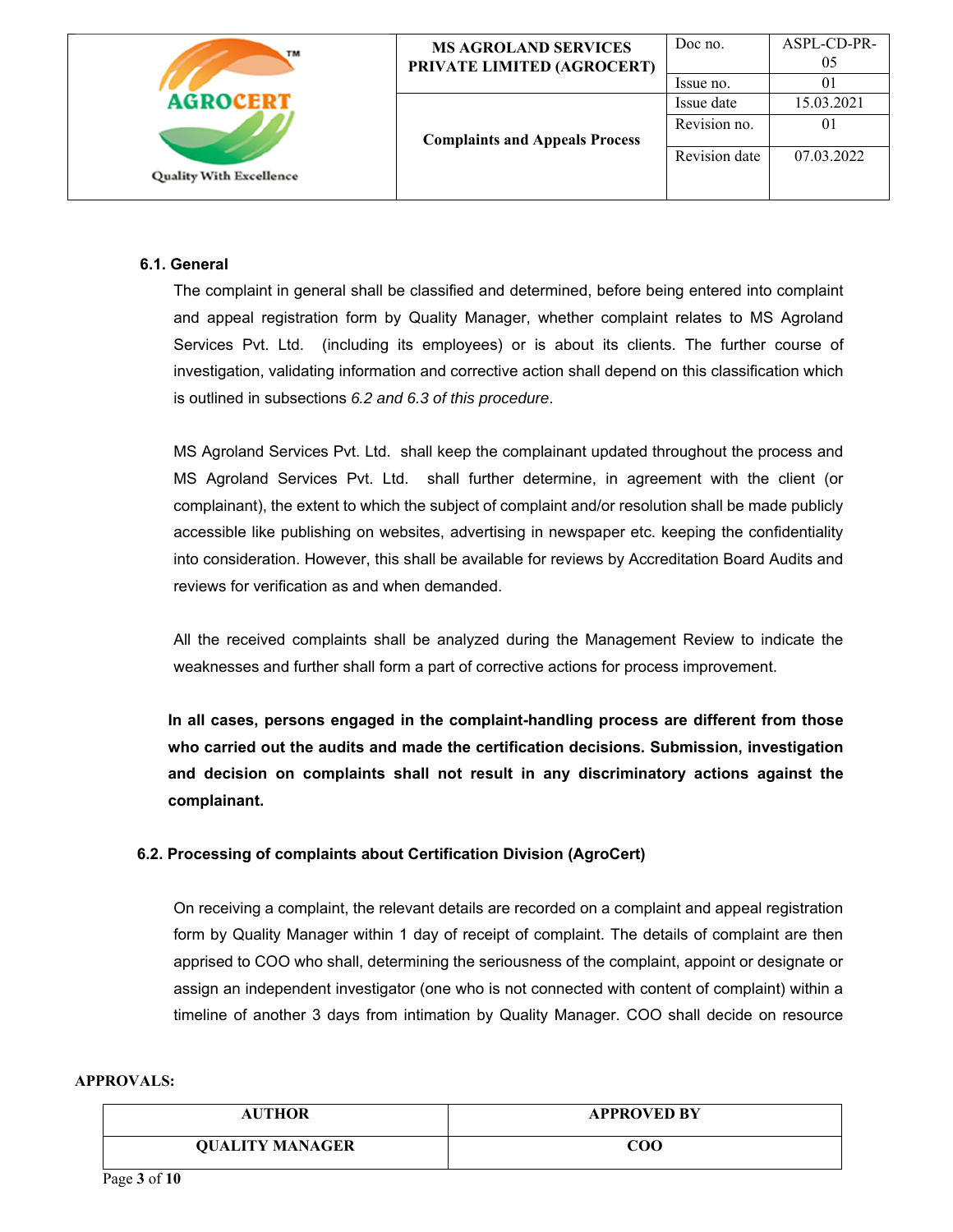### 6.1. General

The complaint in general shall be classified and determined, before being entered into complaint and appeal registration form by Quality Manager, whether complaint relates to MS Agroland Services Pvt. Ltd. (including its employees) or is about its clients. The further course of investigation, validating information and corrective action shall depend on this classification which is outlined in subsections *6.2 and 6.3 of this procedure*.

MS Agroland Services Pvt. Ltd. shall keep the complainant updated throughout the process and MS Agroland Services Pvt. Ltd. shall further determine, in agreement with the client (or complainant), the extent to which the subject of complaint and/or resolution shall be made publicly accessible like publishing on websites, advertising in newspaper etc. keeping the confidentiality into consideration. However, this shall be available for reviews by Accreditation Board Audits and reviews for verification as and when demanded.

All the received complaints shall be analyzed during the Management Review to indicate the weaknesses and further shall form a part of corrective actions for process improvement.

**In all cases, persons engaged in the complaint-handling process are different from those who carried out the audits and made the certification decisions. Submission, investigation and decision on complaints shall not result in any discriminatory actions against the complainant.**

### 6.2. Processing of complaints about Certification Division (AgroCert)

On receiving a complaint, the relevant details are recorded on a complaint and appeal registration form by Quality Manager within 1 day of receipt of complaint. The details of complaint are then apprised to COO who shall, determining the seriousness of the complaint, appoint or designate or assign an independent investigator (one who is not connected with content of complaint) within a timeline of another 3 days from intimation by Quality Manager. COO shall decide on resource

**APPROVALS:**

| AUTHOR | APPROVED BY |
|---|---|
| QUALITY MANAGER | COO |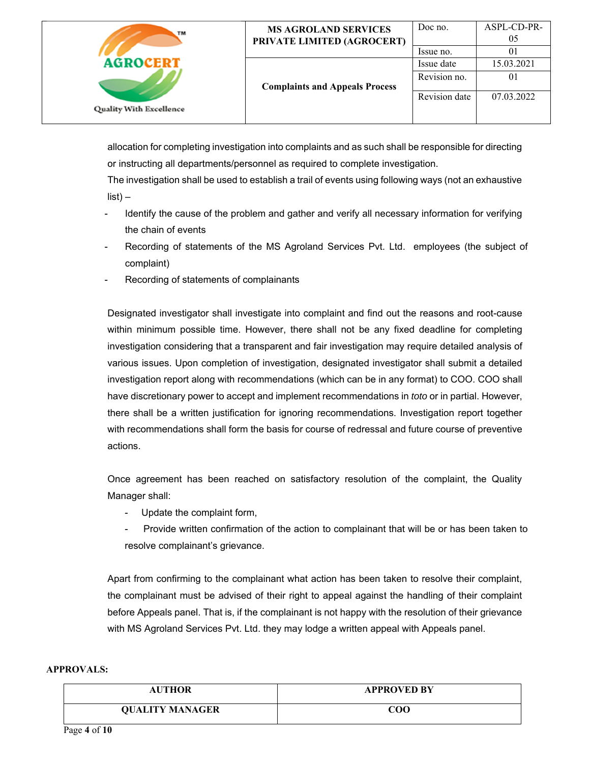allocation for completing investigation into complaints and as such shall be responsible for directing or instructing all departments/personnel as required to complete investigation.

The investigation shall be used to establish a trail of events using following ways (not an exhaustive list) –

- Identify the cause of the problem and gather and verify all necessary information for verifying the chain of events
- Recording of statements of the MS Agroland Services Pvt. Ltd. employees (the subject of complaint)
- Recording of statements of complainants

Designated investigator shall investigate into complaint and find out the reasons and root-cause within minimum possible time. However, there shall not be any fixed deadline for completing investigation considering that a transparent and fair investigation may require detailed analysis of various issues. Upon completion of investigation, designated investigator shall submit a detailed investigation report along with recommendations (which can be in any format) to COO. COO shall have discretionary power to accept and implement recommendations in *toto* or in partial. However, there shall be a written justification for ignoring recommendations. Investigation report together with recommendations shall form the basis for course of redressal and future course of preventive actions.

Once agreement has been reached on satisfactory resolution of the complaint, the Quality Manager shall:

- Update the complaint form,
- Provide written confirmation of the action to complainant that will be or has been taken to resolve complainant's grievance.

Apart from confirming to the complainant what action has been taken to resolve their complaint, the complainant must be advised of their right to appeal against the handling of their complaint before Appeals panel. That is, if the complainant is not happy with the resolution of their grievance with MS Agroland Services Pvt. Ltd. they may lodge a written appeal with Appeals panel.

**APPROVALS:**

| AUTHOR | APPROVED BY |
|---|---|
| QUALITY MANAGER | COO |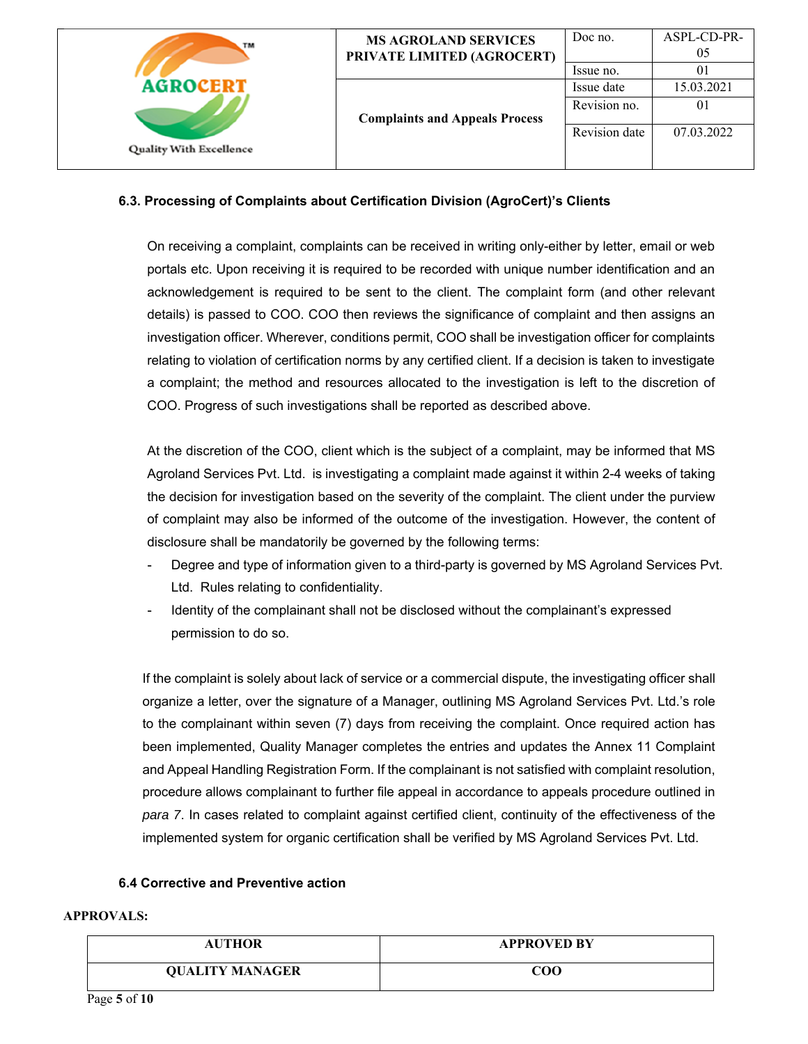### 6.3. Processing of Complaints about Certification Division (AgroCert)'s Clients

On receiving a complaint, complaints can be received in writing only-either by letter, email or web portals etc. Upon receiving it is required to be recorded with unique number identification and an acknowledgement is required to be sent to the client. The complaint form (and other relevant details) is passed to COO. COO then reviews the significance of complaint and then assigns an investigation officer. Wherever, conditions permit, COO shall be investigation officer for complaints relating to violation of certification norms by any certified client. If a decision is taken to investigate a complaint; the method and resources allocated to the investigation is left to the discretion of COO. Progress of such investigations shall be reported as described above.

At the discretion of the COO, client which is the subject of a complaint, may be informed that MS Agroland Services Pvt. Ltd. is investigating a complaint made against it within 2-4 weeks of taking the decision for investigation based on the severity of the complaint. The client under the purview of complaint may also be informed of the outcome of the investigation. However, the content of disclosure shall be mandatorily be governed by the following terms:

- Degree and type of information given to a third-party is governed by MS Agroland Services Pvt. Ltd. Rules relating to confidentiality.
- Identity of the complainant shall not be disclosed without the complainant's expressed permission to do so.

If the complaint is solely about lack of service or a commercial dispute, the investigating officer shall organize a letter, over the signature of a Manager, outlining MS Agroland Services Pvt. Ltd.'s role to the complainant within seven (7) days from receiving the complaint. Once required action has been implemented, Quality Manager completes the entries and updates the Annex 11 Complaint and Appeal Handling Registration Form. If the complainant is not satisfied with complaint resolution, procedure allows complainant to further file appeal in accordance to appeals procedure outlined in *para 7*. In cases related to complaint against certified client, continuity of the effectiveness of the implemented system for organic certification shall be verified by MS Agroland Services Pvt. Ltd.

### 6.4 Corrective and Preventive action

**APPROVALS:**

| AUTHOR | APPROVED BY |
|---|---|
| QUALITY MANAGER | COO |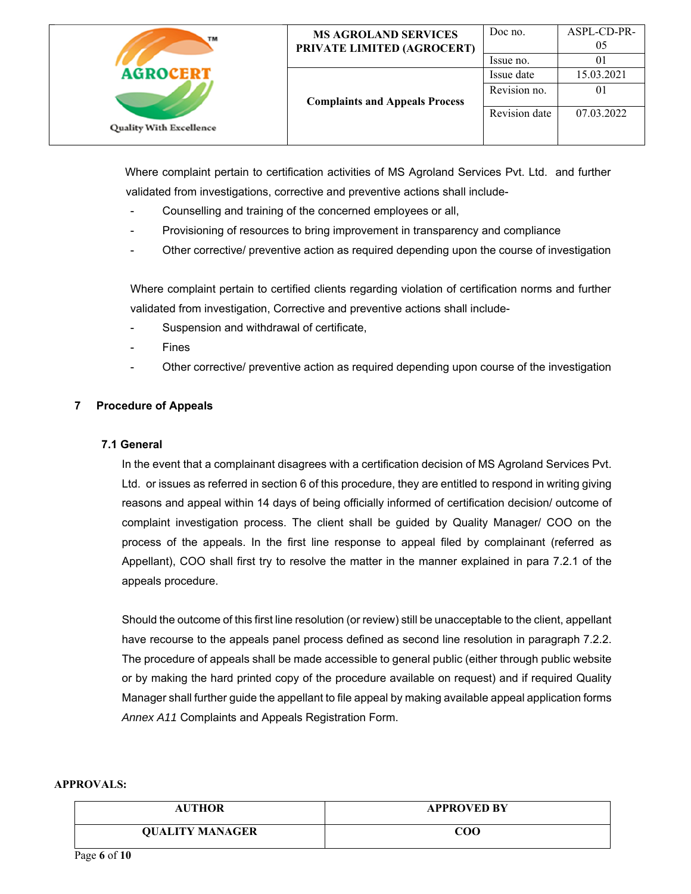Where complaint pertain to certification activities of MS Agroland Services Pvt. Ltd. and further validated from investigations, corrective and preventive actions shall include-

- Counselling and training of the concerned employees or all,
- Provisioning of resources to bring improvement in transparency and compliance
- Other corrective/ preventive action as required depending upon the course of investigation

Where complaint pertain to certified clients regarding violation of certification norms and further validated from investigation, Corrective and preventive actions shall include-

- Suspension and withdrawal of certificate,
- Fines
- Other corrective/ preventive action as required depending upon course of the investigation

## 7 Procedure of Appeals

### 7.1 General

In the event that a complainant disagrees with a certification decision of MS Agroland Services Pvt. Ltd. or issues as referred in section 6 of this procedure, they are entitled to respond in writing giving reasons and appeal within 14 days of being officially informed of certification decision/ outcome of complaint investigation process. The client shall be guided by Quality Manager/ COO on the process of the appeals. In the first line response to appeal filed by complainant (referred as Appellant), COO shall first try to resolve the matter in the manner explained in para 7.2.1 of the appeals procedure.

Should the outcome of this first line resolution (or review) still be unacceptable to the client, appellant have recourse to the appeals panel process defined as second line resolution in paragraph 7.2.2. The procedure of appeals shall be made accessible to general public (either through public website or by making the hard printed copy of the procedure available on request) and if required Quality Manager shall further guide the appellant to file appeal by making available appeal application forms *Annex A11* Complaints and Appeals Registration Form.

**APPROVALS:**

| AUTHOR | APPROVED BY |
|---|---|
| QUALITY MANAGER | COO |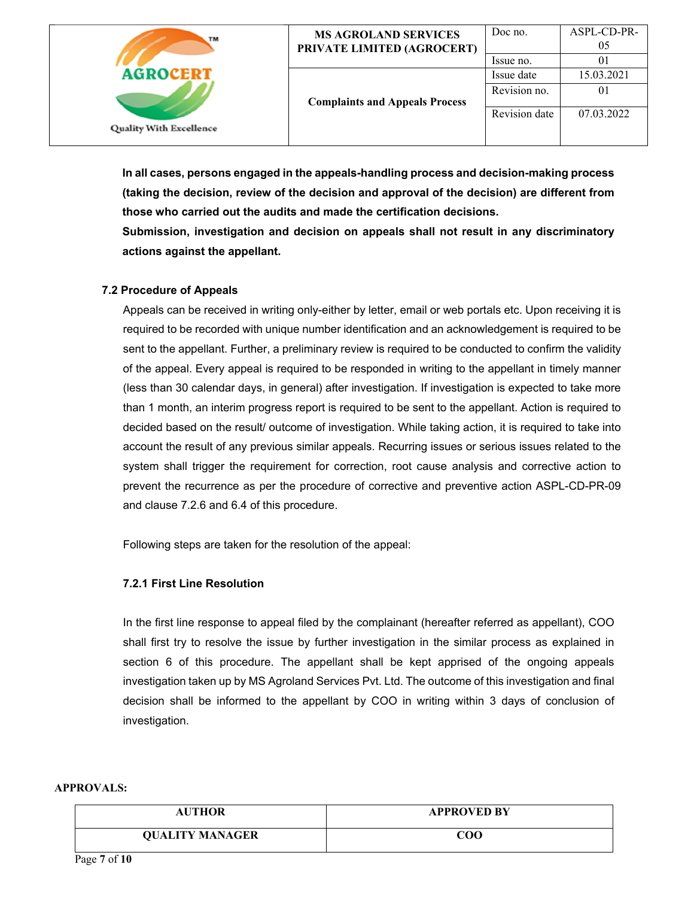**In all cases, persons engaged in the appeals-handling process and decision-making process (taking the decision, review of the decision and approval of the decision) are different from those who carried out the audits and made the certification decisions.**
**Submission, investigation and decision on appeals shall not result in any discriminatory actions against the appellant.**

### 7.2 Procedure of Appeals

Appeals can be received in writing only-either by letter, email or web portals etc. Upon receiving it is required to be recorded with unique number identification and an acknowledgement is required to be sent to the appellant. Further, a preliminary review is required to be conducted to confirm the validity of the appeal. Every appeal is required to be responded in writing to the appellant in timely manner (less than 30 calendar days, in general) after investigation. If investigation is expected to take more than 1 month, an interim progress report is required to be sent to the appellant. Action is required to decided based on the result/ outcome of investigation. While taking action, it is required to take into account the result of any previous similar appeals. Recurring issues or serious issues related to the system shall trigger the requirement for correction, root cause analysis and corrective action to prevent the recurrence as per the procedure of corrective and preventive action ASPL-CD-PR-09 and clause 7.2.6 and 6.4 of this procedure.

Following steps are taken for the resolution of the appeal:

#### 7.2.1 First Line Resolution

In the first line response to appeal filed by the complainant (hereafter referred as appellant), COO shall first try to resolve the issue by further investigation in the similar process as explained in section 6 of this procedure. The appellant shall be kept apprised of the ongoing appeals investigation taken up by MS Agroland Services Pvt. Ltd. The outcome of this investigation and final decision shall be informed to the appellant by COO in writing within 3 days of conclusion of investigation.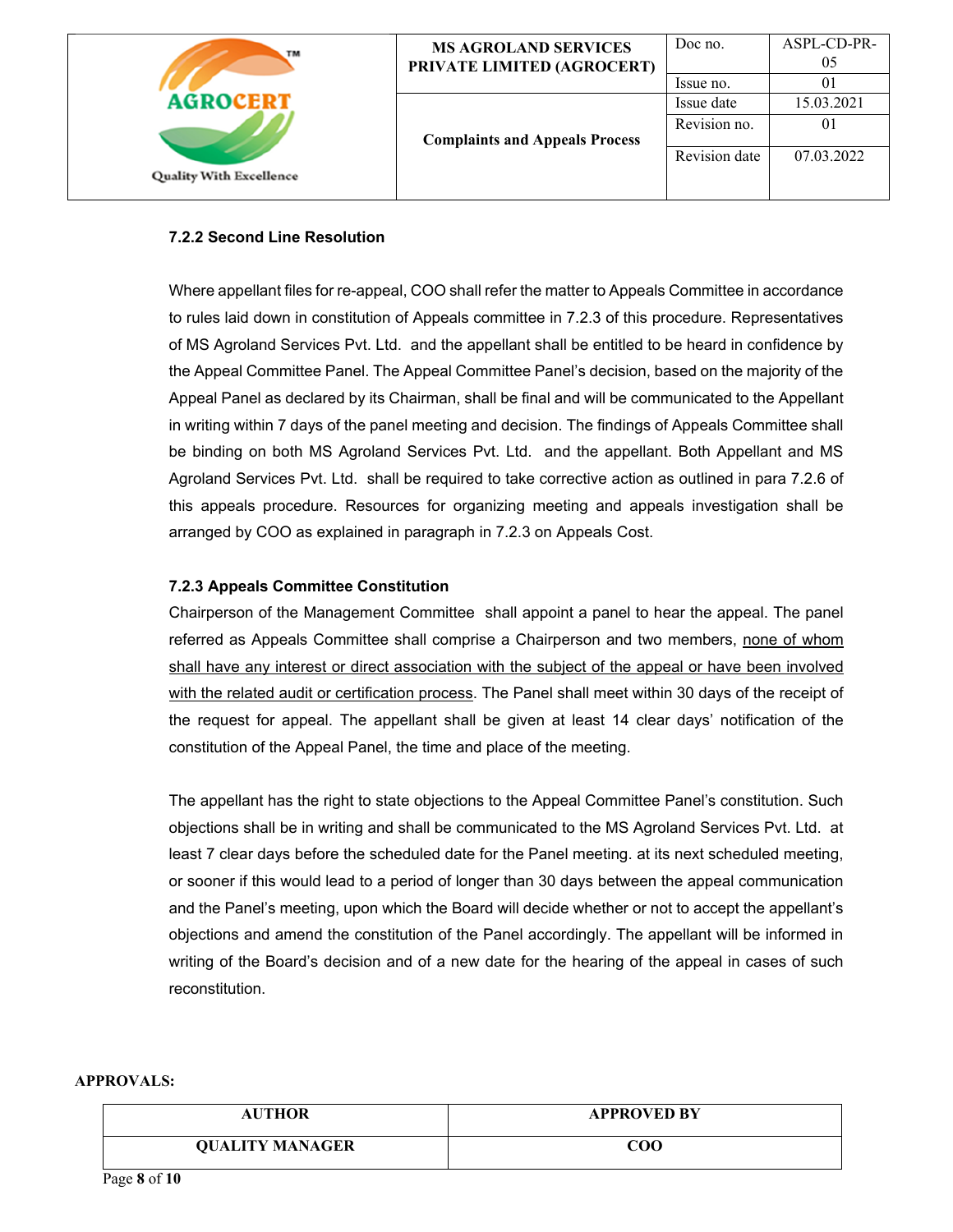### 7.2.2 Second Line Resolution

Where appellant files for re-appeal, COO shall refer the matter to Appeals Committee in accordance to rules laid down in constitution of Appeals committee in 7.2.3 of this procedure. Representatives of MS Agroland Services Pvt. Ltd. and the appellant shall be entitled to be heard in confidence by the Appeal Committee Panel. The Appeal Committee Panel's decision, based on the majority of the Appeal Panel as declared by its Chairman, shall be final and will be communicated to the Appellant in writing within 7 days of the panel meeting and decision. The findings of Appeals Committee shall be binding on both MS Agroland Services Pvt. Ltd. and the appellant. Both Appellant and MS Agroland Services Pvt. Ltd. shall be required to take corrective action as outlined in para 7.2.6 of this appeals procedure. Resources for organizing meeting and appeals investigation shall be arranged by COO as explained in paragraph in 7.2.3 on Appeals Cost.

### 7.2.3 Appeals Committee Constitution

Chairperson of the Management Committee shall appoint a panel to hear the appeal. The panel referred as Appeals Committee shall comprise a Chairperson and two members, <u>none of whom shall have any interest or direct association with the subject of the appeal or have been involved with the related audit or certification process</u>. The Panel shall meet within 30 days of the receipt of the request for appeal. The appellant shall be given at least 14 clear days' notification of the constitution of the Appeal Panel, the time and place of the meeting.

The appellant has the right to state objections to the Appeal Committee Panel's constitution. Such objections shall be in writing and shall be communicated to the MS Agroland Services Pvt. Ltd. at least 7 clear days before the scheduled date for the Panel meeting. at its next scheduled meeting, or sooner if this would lead to a period of longer than 30 days between the appeal communication and the Panel's meeting, upon which the Board will decide whether or not to accept the appellant's objections and amend the constitution of the Panel accordingly. The appellant will be informed in writing of the Board's decision and of a new date for the hearing of the appeal in cases of such reconstitution.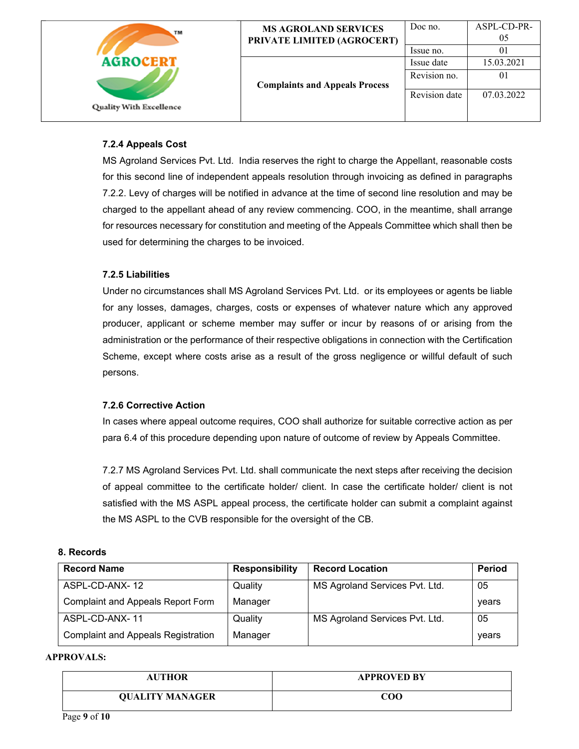#### 7.2.4 Appeals Cost

MS Agroland Services Pvt. Ltd. India reserves the right to charge the Appellant, reasonable costs for this second line of independent appeals resolution through invoicing as defined in paragraphs 7.2.2. Levy of charges will be notified in advance at the time of second line resolution and may be charged to the appellant ahead of any review commencing. COO, in the meantime, shall arrange for resources necessary for constitution and meeting of the Appeals Committee which shall then be used for determining the charges to be invoiced.

#### 7.2.5 Liabilities

Under no circumstances shall MS Agroland Services Pvt. Ltd. or its employees or agents be liable for any losses, damages, charges, costs or expenses of whatever nature which any approved producer, applicant or scheme member may suffer or incur by reasons of or arising from the administration or the performance of their respective obligations in connection with the Certification Scheme, except where costs arise as a result of the gross negligence or willful default of such persons.

#### 7.2.6 Corrective Action

In cases where appeal outcome requires, COO shall authorize for suitable corrective action as per para 6.4 of this procedure depending upon nature of outcome of review by Appeals Committee.

7.2.7 MS Agroland Services Pvt. Ltd. shall communicate the next steps after receiving the decision of appeal committee to the certificate holder/ client. In case the certificate holder/ client is not satisfied with the MS ASPL appeal process, the certificate holder can submit a complaint against the MS ASPL to the CVB responsible for the oversight of the CB.

## 8. Records

| Record Name | Responsibility | Record Location | Period |
|---|---|---|---|
| ASPL-CD-ANX- 12 Complaint and Appeals Report Form | Quality Manager | MS Agroland Services Pvt. Ltd. | 05 years |
| ASPL-CD-ANX- 11 Complaint and Appeals Registration | Quality Manager | MS Agroland Services Pvt. Ltd. | 05 years |

**APPROVALS:**

| AUTHOR | APPROVED BY |
|---|---|
| QUALITY MANAGER | COO |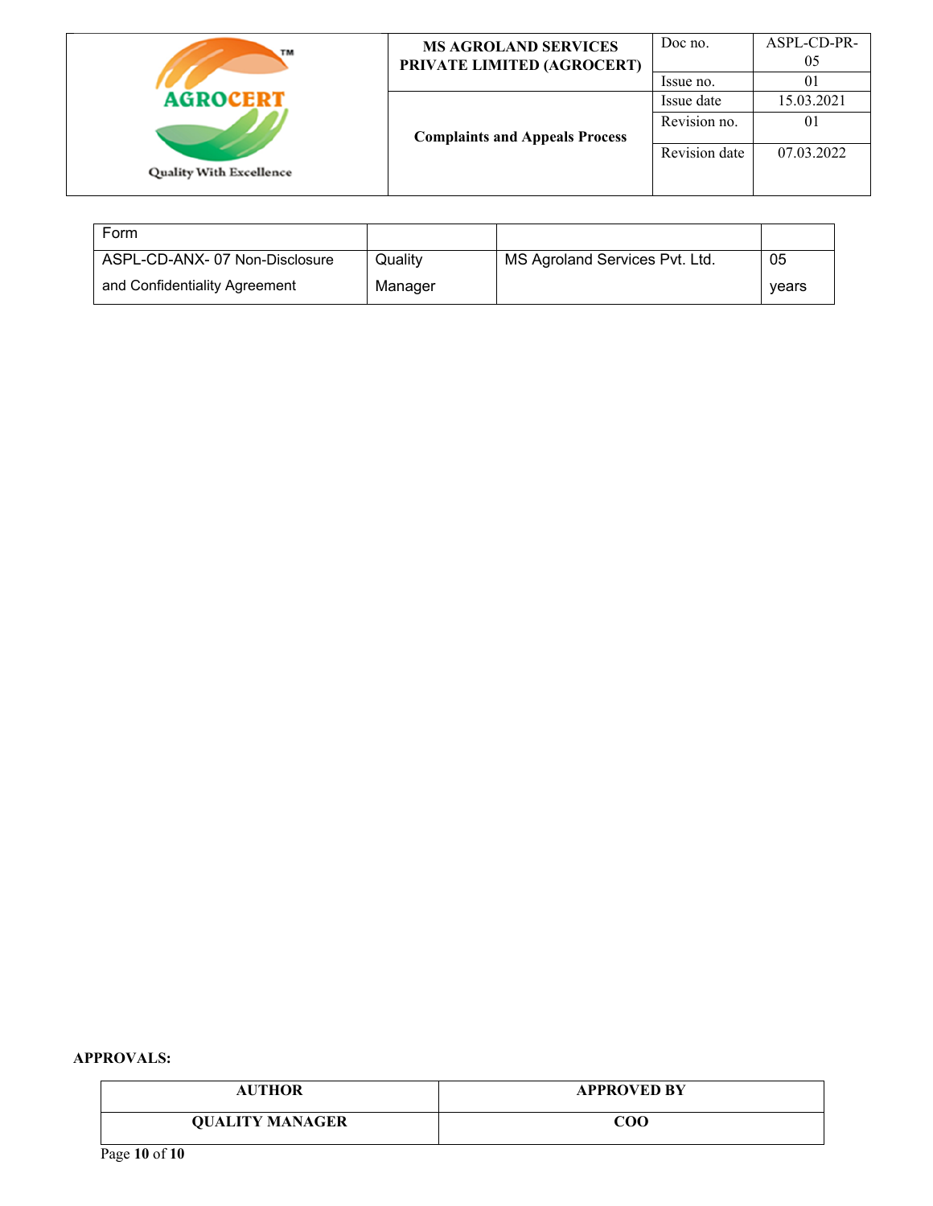| | | | |
|---|---|---|---|
| Form | | | |
| ASPL-CD-ANX- 07 Non-Disclosure and Confidentiality Agreement | Quality Manager | MS Agroland Services Pvt. Ltd. | 05 years |

**APPROVALS:**

| AUTHOR | APPROVED BY |
|---|---|
| QUALITY MANAGER | COO |